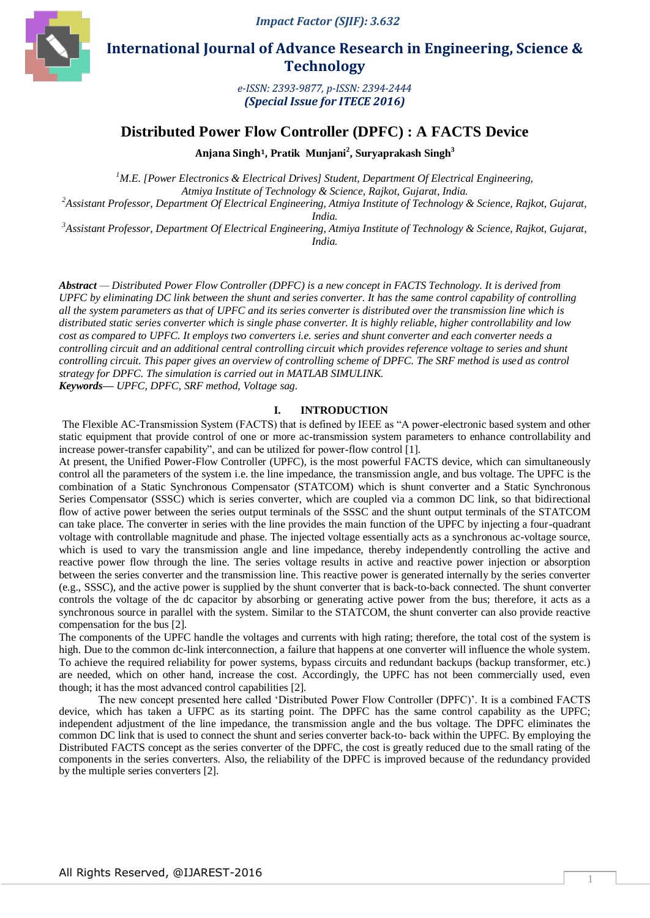# Distributed Power Flow Controller (DPFC) : A FACTS Device

**Anjana Singh[1], Pratik Munjani[2], Suryaprakash Singh[3]**

*[1]M.E. [Power Electronics & Electrical Drives] Student, Department Of Electrical Engineering, Atmiya Institute of Technology & Science, Rajkot, Gujarat, India.*
*[2]Assistant Professor, Department Of Electrical Engineering, Atmiya Institute of Technology & Science, Rajkot, Gujarat, India.*
*[3]Assistant Professor, Department Of Electrical Engineering, Atmiya Institute of Technology & Science, Rajkot, Gujarat, India.*

***Abstract** — Distributed Power Flow Controller (DPFC) is a new concept in FACTS Technology. It is derived from UPFC by eliminating DC link between the shunt and series converter. It has the same control capability of controlling all the system parameters as that of UPFC and its series converter is distributed over the transmission line which is distributed static series converter which is single phase converter. It is highly reliable, higher controllability and low cost as compared to UPFC. It employs two converters i.e. series and shunt converter and each converter needs a controlling circuit and an additional central controlling circuit which provides reference voltage to series and shunt controlling circuit. This paper gives an overview of controlling scheme of DPFC. The SRF method is used as control strategy for DPFC. The simulation is carried out in MATLAB SIMULINK.*

***Keywords**— UPFC, DPFC, SRF method, Voltage sag.*

## I. INTRODUCTION

The Flexible AC-Transmission System (FACTS) that is defined by IEEE as "A power-electronic based system and other static equipment that provide control of one or more ac-transmission system parameters to enhance controllability and increase power-transfer capability", and can be utilized for power-flow control [1].

At present, the Unified Power-Flow Controller (UPFC), is the most powerful FACTS device, which can simultaneously control all the parameters of the system i.e. the line impedance, the transmission angle, and bus voltage. The UPFC is the combination of a Static Synchronous Compensator (STATCOM) which is shunt converter and a Static Synchronous Series Compensator (SSSC) which is series converter, which are coupled via a common DC link, so that bidirectional flow of active power between the series output terminals of the SSSC and the shunt output terminals of the STATCOM can take place. The converter in series with the line provides the main function of the UPFC by injecting a four-quadrant voltage with controllable magnitude and phase. The injected voltage essentially acts as a synchronous ac-voltage source, which is used to vary the transmission angle and line impedance, thereby independently controlling the active and reactive power flow through the line. The series voltage results in active and reactive power injection or absorption between the series converter and the transmission line. This reactive power is generated internally by the series converter (e.g., SSSC), and the active power is supplied by the shunt converter that is back-to-back connected. The shunt converter controls the voltage of the dc capacitor by absorbing or generating active power from the bus; therefore, it acts as a synchronous source in parallel with the system. Similar to the STATCOM, the shunt converter can also provide reactive compensation for the bus [2].

The components of the UPFC handle the voltages and currents with high rating; therefore, the total cost of the system is high. Due to the common dc-link interconnection, a failure that happens at one converter will influence the whole system. To achieve the required reliability for power systems, bypass circuits and redundant backups (backup transformer, etc.) are needed, which on other hand, increase the cost. Accordingly, the UPFC has not been commercially used, even though; it has the most advanced control capabilities [2].

The new concept presented here called 'Distributed Power Flow Controller (DPFC)'. It is a combined FACTS device, which has taken a UFPC as its starting point. The DPFC has the same control capability as the UPFC; independent adjustment of the line impedance, the transmission angle and the bus voltage. The DPFC eliminates the common DC link that is used to connect the shunt and series converter back-to- back within the UPFC. By employing the Distributed FACTS concept as the series converter of the DPFC, the cost is greatly reduced due to the small rating of the components in the series converters. Also, the reliability of the DPFC is improved because of the redundancy provided by the multiple series converters [2].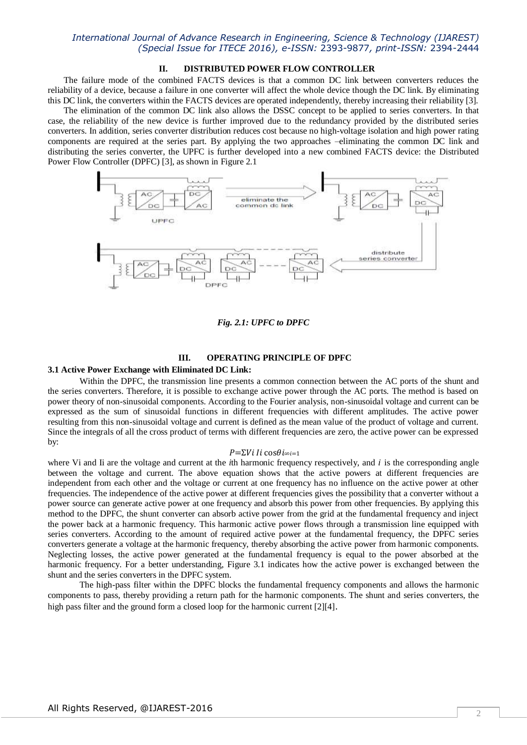## II. DISTRIBUTED POWER FLOW CONTROLLER

The failure mode of the combined FACTS devices is that a common DC link between converters reduces the reliability of a device, because a failure in one converter will affect the whole device though the DC link. By eliminating this DC link, the converters within the FACTS devices are operated independently, thereby increasing their reliability [3].

The elimination of the common DC link also allows the DSSC concept to be applied to series converters. In that case, the reliability of the new device is further improved due to the redundancy provided by the distributed series converters. In addition, series converter distribution reduces cost because no high-voltage isolation and high power rating components are required at the series part. By applying the two approaches –eliminating the common DC link and distributing the series converter, the UPFC is further developed into a new combined FACTS device: the Distributed Power Flow Controller (DPFC) [3], as shown in Figure 2.1

*Fig. 2.1: UPFC to DPFC*

## III. OPERATING PRINCIPLE OF DPFC

### 3.1 Active Power Exchange with Eliminated DC Link:

Within the DPFC, the transmission line presents a common connection between the AC ports of the shunt and the series converters. Therefore, it is possible to exchange active power through the AC ports. The method is based on power theory of non-sinusoidal components. According to the Fourier analysis, non-sinusoidal voltage and current can be expressed as the sum of sinusoidal functions in different frequencies with different amplitudes. The active power resulting from this non-sinusoidal voltage and current is defined as the mean value of the product of voltage and current. Since the integrals of all the cross product of terms with different frequencies are zero, the active power can be expressed by:

$$P = \sum_{i=1}^{\infty} V_i I_i \cos\theta_i$$

where Vi and Ii are the voltage and current at the *i*th harmonic frequency respectively, and *i* is the corresponding angle between the voltage and current. The above equation shows that the active powers at different frequencies are independent from each other and the voltage or current at one frequency has no influence on the active power at other frequencies. The independence of the active power at different frequencies gives the possibility that a converter without a power source can generate active power at one frequency and absorb this power from other frequencies. By applying this method to the DPFC, the shunt converter can absorb active power from the grid at the fundamental frequency and inject the power back at a harmonic frequency. This harmonic active power flows through a transmission line equipped with series converters. According to the amount of required active power at the fundamental frequency, the DPFC series converters generate a voltage at the harmonic frequency, thereby absorbing the active power from harmonic components. Neglecting losses, the active power generated at the fundamental frequency is equal to the power absorbed at the harmonic frequency. For a better understanding, Figure 3.1 indicates how the active power is exchanged between the shunt and the series converters in the DPFC system.

The high-pass filter within the DPFC blocks the fundamental frequency components and allows the harmonic components to pass, thereby providing a return path for the harmonic components. The shunt and series converters, the high pass filter and the ground form a closed loop for the harmonic current [2][4].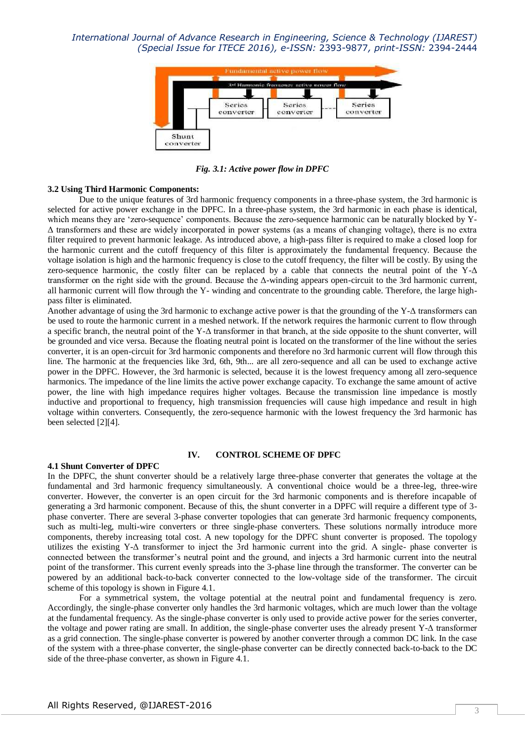*Fig. 3.1: Active power flow in DPFC*

### 3.2 Using Third Harmonic Components:

Due to the unique features of 3rd harmonic frequency components in a three-phase system, the 3rd harmonic is selected for active power exchange in the DPFC. In a three-phase system, the 3rd harmonic in each phase is identical, which means they are 'zero-sequence' components. Because the zero-sequence harmonic can be naturally blocked by Y-Δ transformers and these are widely incorporated in power systems (as a means of changing voltage), there is no extra filter required to prevent harmonic leakage. As introduced above, a high-pass filter is required to make a closed loop for the harmonic current and the cutoff frequency of this filter is approximately the fundamental frequency. Because the voltage isolation is high and the harmonic frequency is close to the cutoff frequency, the filter will be costly. By using the zero-sequence harmonic, the costly filter can be replaced by a cable that connects the neutral point of the Y-Δ transformer on the right side with the ground. Because the Δ-winding appears open-circuit to the 3rd harmonic current, all harmonic current will flow through the Y- winding and concentrate to the grounding cable. Therefore, the large high-pass filter is eliminated.

Another advantage of using the 3rd harmonic to exchange active power is that the grounding of the Y-Δ transformers can be used to route the harmonic current in a meshed network. If the network requires the harmonic current to flow through a specific branch, the neutral point of the Y-Δ transformer in that branch, at the side opposite to the shunt converter, will be grounded and vice versa. Because the floating neutral point is located on the transformer of the line without the series converter, it is an open-circuit for 3rd harmonic components and therefore no 3rd harmonic current will flow through this line. The harmonic at the frequencies like 3rd, 6th, 9th... are all zero-sequence and all can be used to exchange active power in the DPFC. However, the 3rd harmonic is selected, because it is the lowest frequency among all zero-sequence harmonics. The impedance of the line limits the active power exchange capacity. To exchange the same amount of active power, the line with high impedance requires higher voltages. Because the transmission line impedance is mostly inductive and proportional to frequency, high transmission frequencies will cause high impedance and result in high voltage within converters. Consequently, the zero-sequence harmonic with the lowest frequency the 3rd harmonic has been selected [2][4].

## IV. CONTROL SCHEME OF DPFC

### 4.1 Shunt Converter of DPFC

In the DPFC, the shunt converter should be a relatively large three-phase converter that generates the voltage at the fundamental and 3rd harmonic frequency simultaneously. A conventional choice would be a three-leg, three-wire converter. However, the converter is an open circuit for the 3rd harmonic components and is therefore incapable of generating a 3rd harmonic component. Because of this, the shunt converter in a DPFC will require a different type of 3-phase converter. There are several 3-phase converter topologies that can generate 3rd harmonic frequency components, such as multi-leg, multi-wire converters or three single-phase converters. These solutions normally introduce more components, thereby increasing total cost. A new topology for the DPFC shunt converter is proposed. The topology utilizes the existing Y-Δ transformer to inject the 3rd harmonic current into the grid. A single- phase converter is connected between the transformer's neutral point and the ground, and injects a 3rd harmonic current into the neutral point of the transformer. This current evenly spreads into the 3-phase line through the transformer. The converter can be powered by an additional back-to-back converter connected to the low-voltage side of the transformer. The circuit scheme of this topology is shown in Figure 4.1.

For a symmetrical system, the voltage potential at the neutral point and fundamental frequency is zero. Accordingly, the single-phase converter only handles the 3rd harmonic voltages, which are much lower than the voltage at the fundamental frequency. As the single-phase converter is only used to provide active power for the series converter, the voltage and power rating are small. In addition, the single-phase converter uses the already present Y-Δ transformer as a grid connection. The single-phase converter is powered by another converter through a common DC link. In the case of the system with a three-phase converter, the single-phase converter can be directly connected back-to-back to the DC side of the three-phase converter, as shown in Figure 4.1.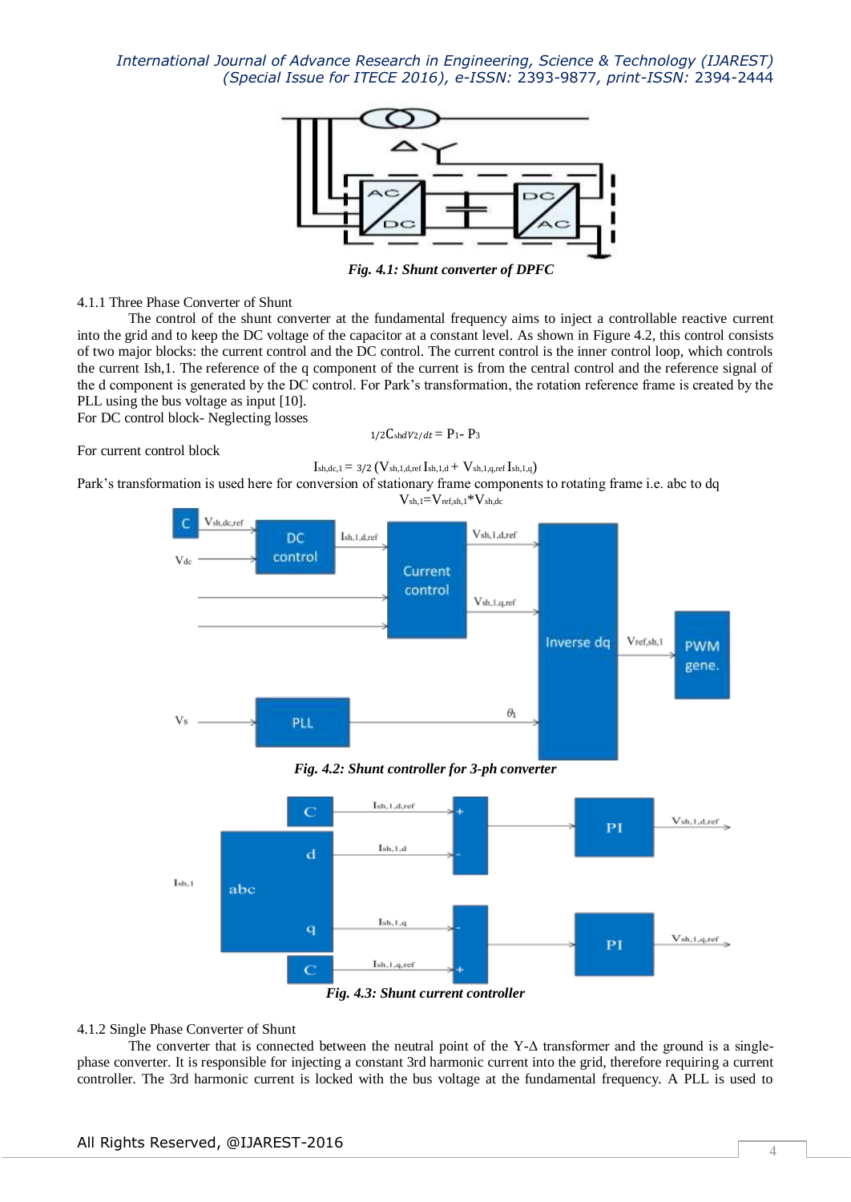*Fig. 4.1: Shunt converter of DPFC*

4.1.1 Three Phase Converter of Shunt

The control of the shunt converter at the fundamental frequency aims to inject a controllable reactive current into the grid and to keep the DC voltage of the capacitor at a constant level. As shown in Figure 4.2, this control consists of two major blocks: the current control and the DC control. The current control is the inner control loop, which controls the current Ish,1. The reference of the q component of the current is from the central control and the reference signal of the d component is generated by the DC control. For Park's transformation, the rotation reference frame is created by the PLL using the bus voltage as input [10].

For DC control block- Neglecting losses

$$1/2 C_{sh} dV2/dt = P_1 - P_3$$

For current control block

$$I_{sh,dc,1} = 3/2\,(V_{sh,1,d,ref}\, I_{sh,1,d} + V_{sh,1,q,ref}\, I_{sh,1,q})$$

Park's transformation is used here for conversion of stationary frame components to rotating frame i.e. abc to dq

$$V_{sh,1} = V_{ref,sh,1} * V_{sh,dc}$$

*Fig. 4.2: Shunt controller for 3-ph converter*

*Fig. 4.3: Shunt current controller*

4.1.2 Single Phase Converter of Shunt

The converter that is connected between the neutral point of the Y-Δ transformer and the ground is a single-phase converter. It is responsible for injecting a constant 3rd harmonic current into the grid, therefore requiring a current controller. The 3rd harmonic current is locked with the bus voltage at the fundamental frequency. A PLL is used to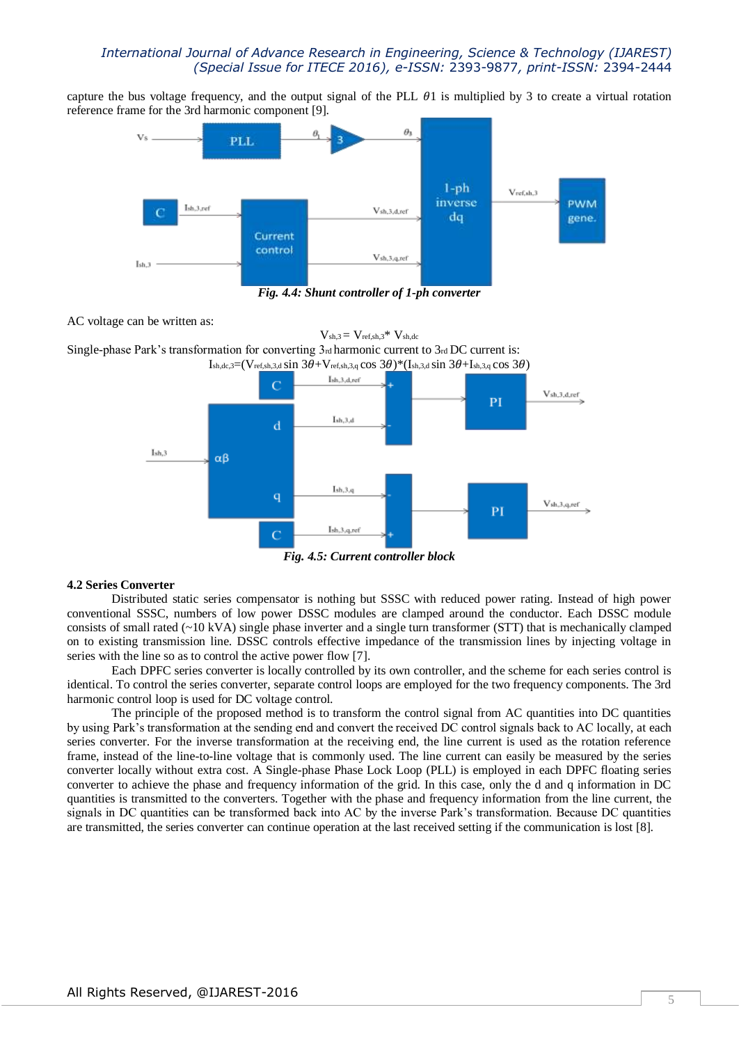capture the bus voltage frequency, and the output signal of the PLL $\theta 1$ is multiplied by 3 to create a virtual rotation reference frame for the 3rd harmonic component [9].

*Fig. 4.4: Shunt controller of 1-ph converter*

AC voltage can be written as:

$$V_{sh,3} = V_{ref,sh,3} * V_{sh,dc}$$

Single-phase Park's transformation for converting 3rd harmonic current to 3rd DC current is:

$$I_{sh,dc,3} = (V_{ref,sh,3,d} \sin 3\theta + V_{ref,sh,3,q} \cos 3\theta) * (I_{sh,3,d} \sin 3\theta + I_{sh,3,q} \cos 3\theta)$$

*Fig. 4.5: Current controller block*

### 4.2 Series Converter

Distributed static series compensator is nothing but SSSC with reduced power rating. Instead of high power conventional SSSC, numbers of low power DSSC modules are clamped around the conductor. Each DSSC module consists of small rated (~10 kVA) single phase inverter and a single turn transformer (STT) that is mechanically clamped on to existing transmission line. DSSC controls effective impedance of the transmission lines by injecting voltage in series with the line so as to control the active power flow [7].

Each DPFC series converter is locally controlled by its own controller, and the scheme for each series control is identical. To control the series converter, separate control loops are employed for the two frequency components. The 3rd harmonic control loop is used for DC voltage control.

The principle of the proposed method is to transform the control signal from AC quantities into DC quantities by using Park's transformation at the sending end and convert the received DC control signals back to AC locally, at each series converter. For the inverse transformation at the receiving end, the line current is used as the rotation reference frame, instead of the line-to-line voltage that is commonly used. The line current can easily be measured by the series converter locally without extra cost. A Single-phase Phase Lock Loop (PLL) is employed in each DPFC floating series converter to achieve the phase and frequency information of the grid. In this case, only the d and q information in DC quantities is transmitted to the converters. Together with the phase and frequency information from the line current, the signals in DC quantities can be transformed back into AC by the inverse Park's transformation. Because DC quantities are transmitted, the series converter can continue operation at the last received setting if the communication is lost [8].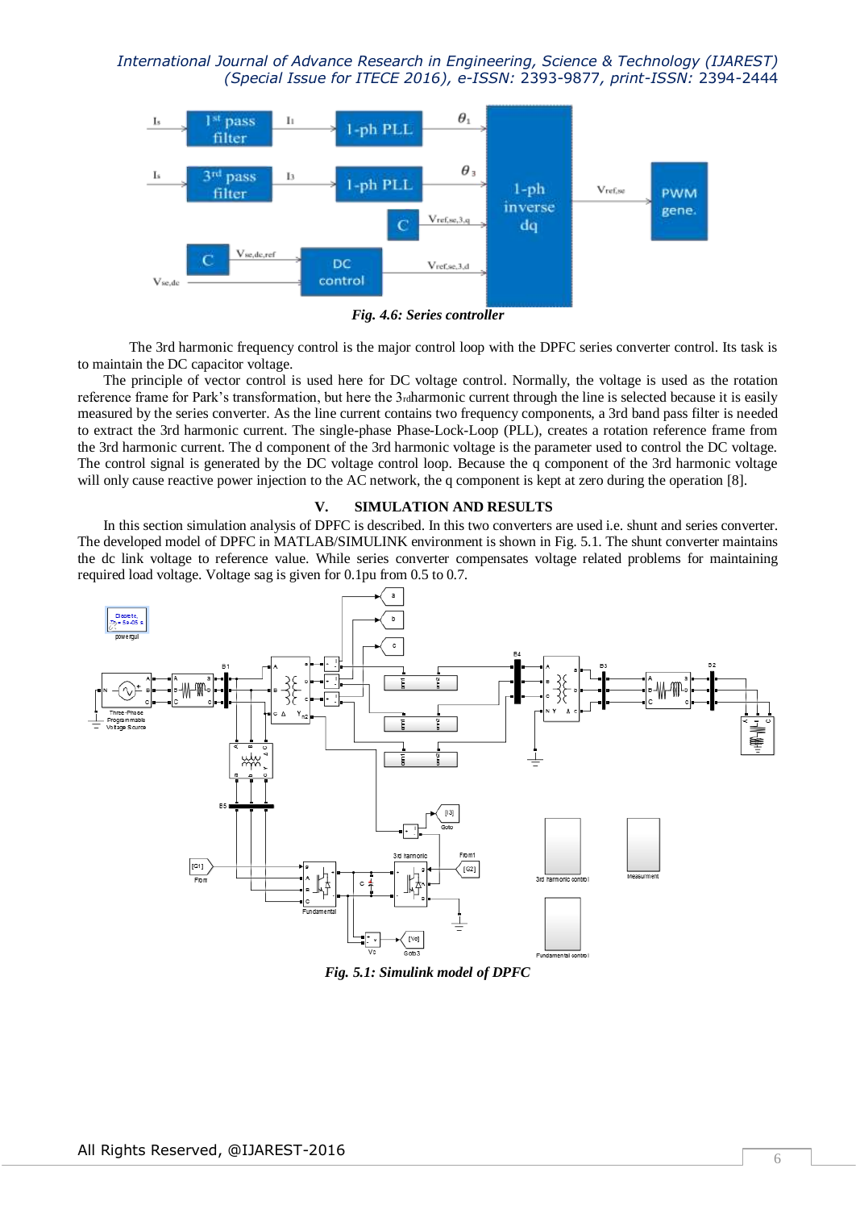*Fig. 4.6: Series controller*

The 3rd harmonic frequency control is the major control loop with the DPFC series converter control. Its task is to maintain the DC capacitor voltage.

The principle of vector control is used here for DC voltage control. Normally, the voltage is used as the rotation reference frame for Park's transformation, but here the 3rdharmonic current through the line is selected because it is easily measured by the series converter. As the line current contains two frequency components, a 3rd band pass filter is needed to extract the 3rd harmonic current. The single-phase Phase-Lock-Loop (PLL), creates a rotation reference frame from the 3rd harmonic current. The d component of the 3rd harmonic voltage is the parameter used to control the DC voltage. The control signal is generated by the DC voltage control loop. Because the q component of the 3rd harmonic voltage will only cause reactive power injection to the AC network, the q component is kept at zero during the operation [8].

## V. SIMULATION AND RESULTS

In this section simulation analysis of DPFC is described. In this two converters are used i.e. shunt and series converter. The developed model of DPFC in MATLAB/SIMULINK environment is shown in Fig. 5.1. The shunt converter maintains the dc link voltage to reference value. While series converter compensates voltage related problems for maintaining required load voltage. Voltage sag is given for 0.1pu from 0.5 to 0.7.

*Fig. 5.1: Simulink model of DPFC*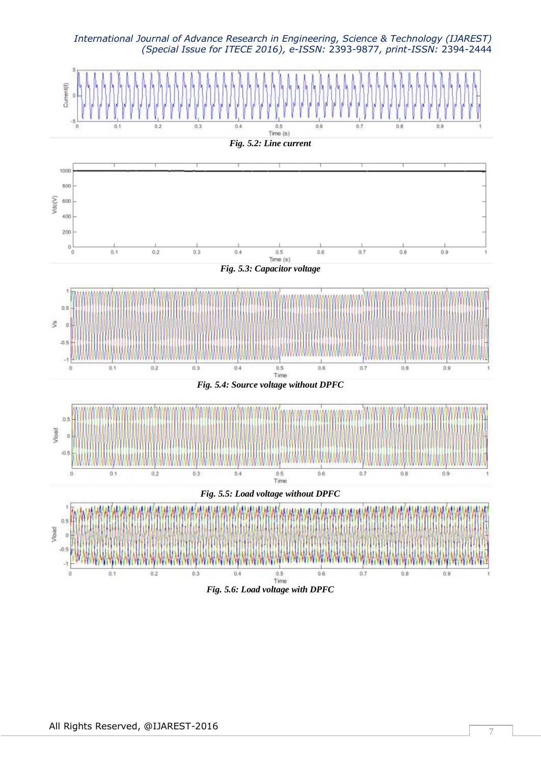Fig. 5.2: Line current

Fig. 5.3: Capacitor voltage

Fig. 5.4: Source voltage without DPFC

Fig. 5.5: Load voltage without DPFC

Fig. 5.6: Load voltage with DPFC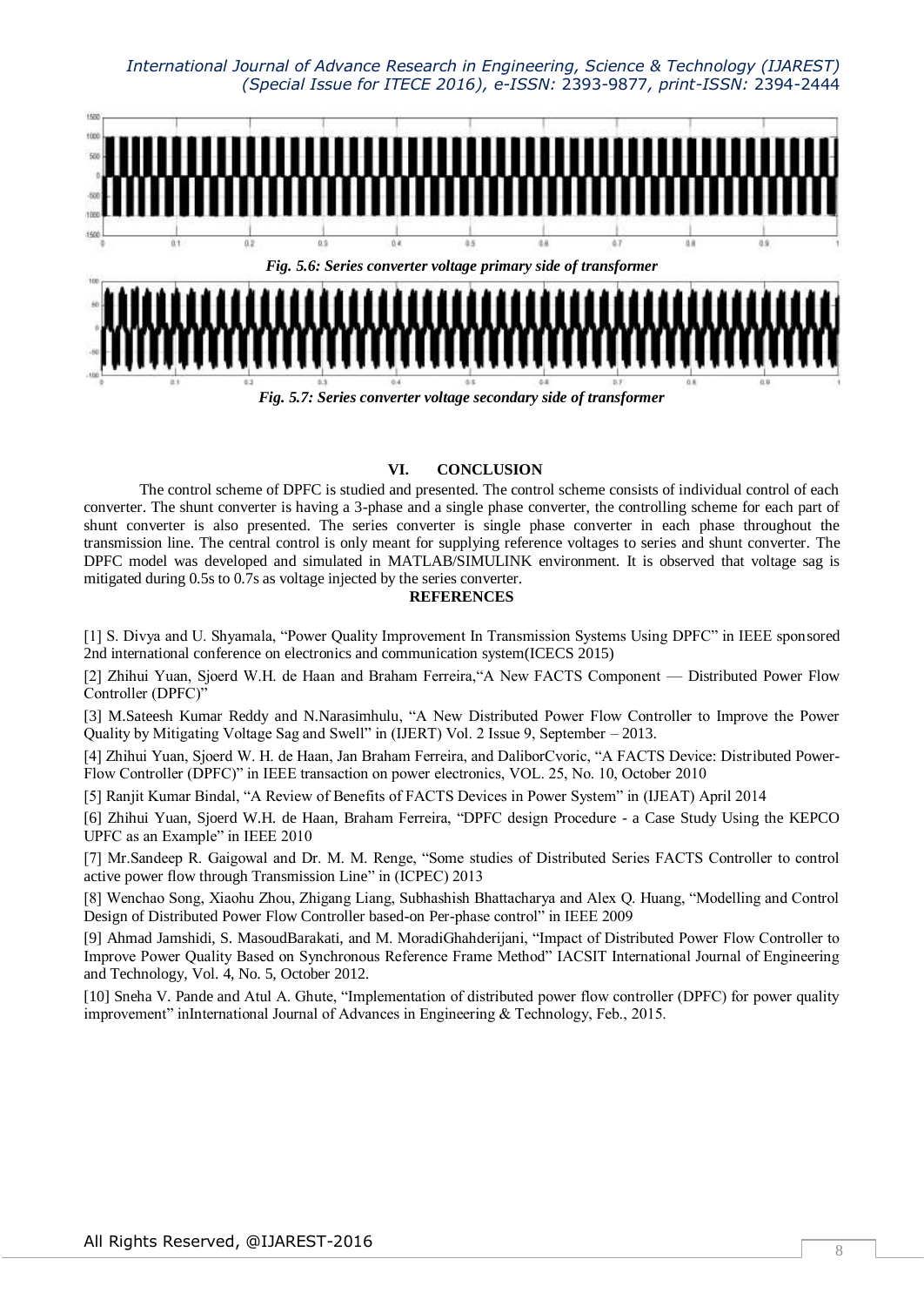1500
1000
500
0
-500
-1000
-1500
0 0.1 0.2 0.3 0.4 0.5 0.6 0.7 0.8 0.9 1

***Fig. 5.6: Series converter voltage primary side of transformer***

100
50
0
-50
-100
0 0.1 0.2 0.3 0.4 0.5 0.6 0.7 0.8 0.9 1

***Fig. 5.7: Series converter voltage secondary side of transformer***

## VI. CONCLUSION

The control scheme of DPFC is studied and presented. The control scheme consists of individual control of each converter. The shunt converter is having a 3-phase and a single phase converter, the controlling scheme for each part of shunt converter is also presented. The series converter is single phase converter in each phase throughout the transmission line. The central control is only meant for supplying reference voltages to series and shunt converter. The DPFC model was developed and simulated in MATLAB/SIMULINK environment. It is observed that voltage sag is mitigated during 0.5s to 0.7s as voltage injected by the series converter.

## REFERENCES

[1] S. Divya and U. Shyamala, "Power Quality Improvement In Transmission Systems Using DPFC" in IEEE sponsored 2nd international conference on electronics and communication system(ICECS 2015)

[2] Zhihui Yuan, Sjoerd W.H. de Haan and Braham Ferreira,"A New FACTS Component — Distributed Power Flow Controller (DPFC)"

[3] M.Sateesh Kumar Reddy and N.Narasimhulu, "A New Distributed Power Flow Controller to Improve the Power Quality by Mitigating Voltage Sag and Swell" in (IJERT) Vol. 2 Issue 9, September – 2013.

[4] Zhihui Yuan, Sjoerd W. H. de Haan, Jan Braham Ferreira, and DaliborCvoric, "A FACTS Device: Distributed Power-Flow Controller (DPFC)" in IEEE transaction on power electronics, VOL. 25, No. 10, October 2010

[5] Ranjit Kumar Bindal, "A Review of Benefits of FACTS Devices in Power System" in (IJEAT) April 2014

[6] Zhihui Yuan, Sjoerd W.H. de Haan, Braham Ferreira, "DPFC design Procedure - a Case Study Using the KEPCO UPFC as an Example" in IEEE 2010

[7] Mr.Sandeep R. Gaigowal and Dr. M. M. Renge, "Some studies of Distributed Series FACTS Controller to control active power flow through Transmission Line" in (ICPEC) 2013

[8] Wenchao Song, Xiaohu Zhou, Zhigang Liang, Subhashish Bhattacharya and Alex Q. Huang, "Modelling and Control Design of Distributed Power Flow Controller based-on Per-phase control" in IEEE 2009

[9] Ahmad Jamshidi, S. MasoudBarakati, and M. MoradiGhahderijani, "Impact of Distributed Power Flow Controller to Improve Power Quality Based on Synchronous Reference Frame Method" IACSIT International Journal of Engineering and Technology, Vol. 4, No. 5, October 2012.

[10] Sneha V. Pande and Atul A. Ghute, "Implementation of distributed power flow controller (DPFC) for power quality improvement" inInternational Journal of Advances in Engineering & Technology, Feb., 2015.